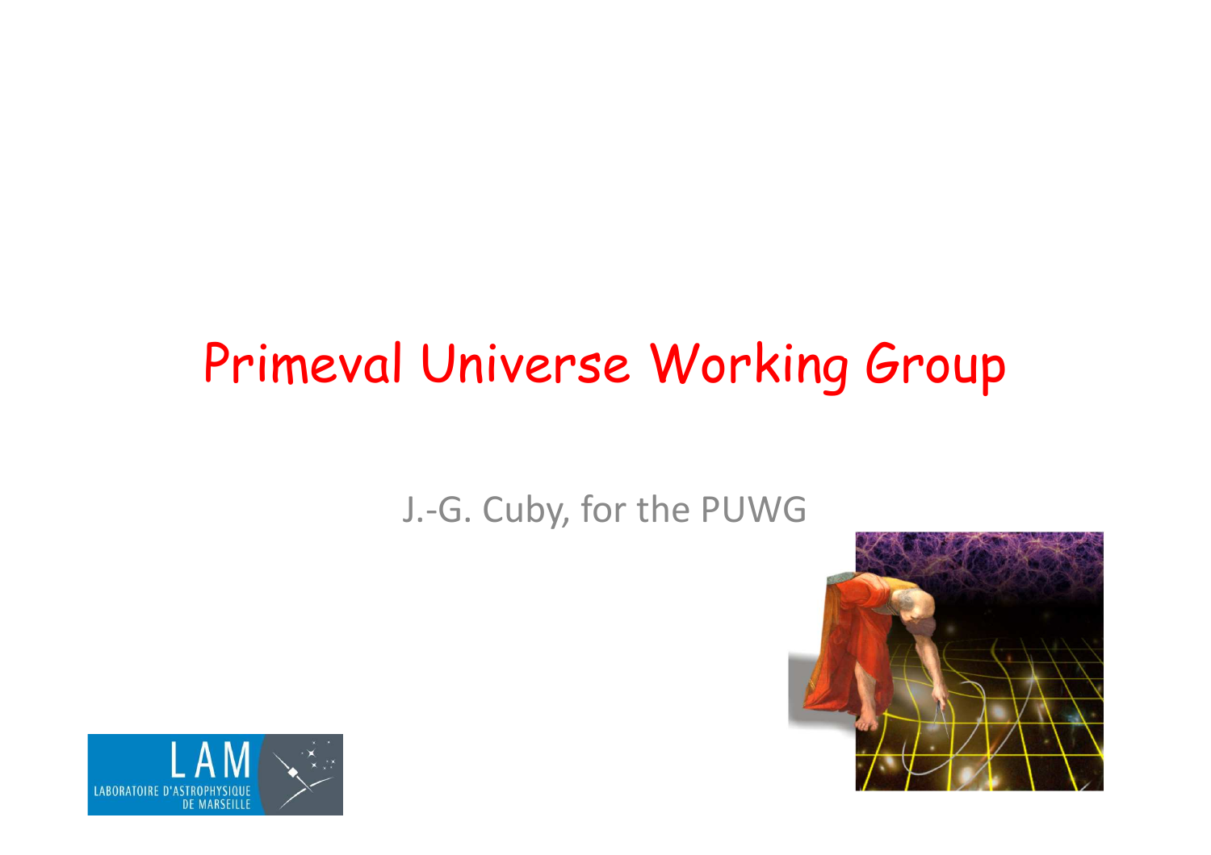# Primeval Universe Working Group

J.-G. Cuby, for the PUWG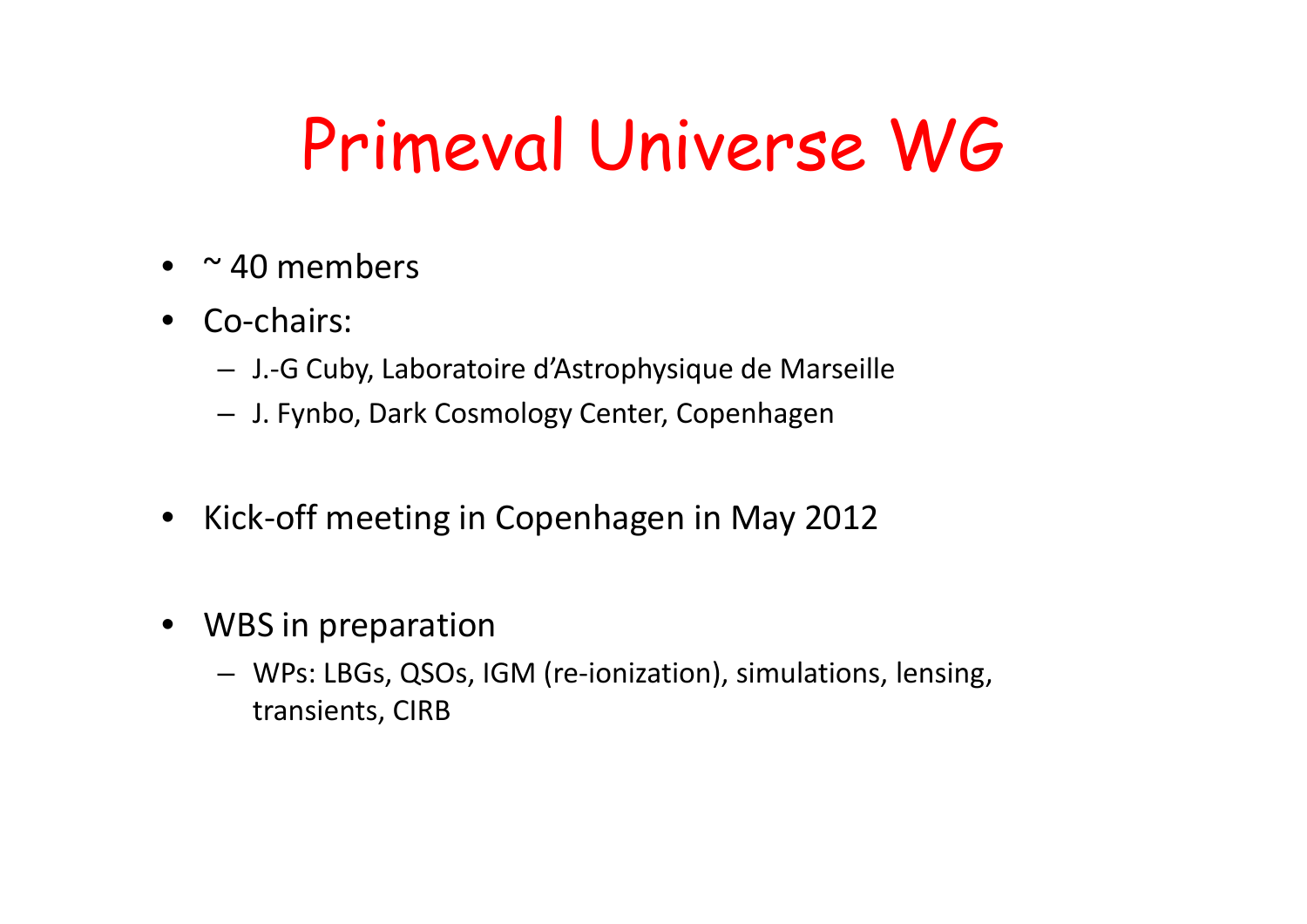# Primeval Universe WG

- ~ 40 members
- Co-chairs:
  - J.-G Cuby, Laboratoire d'Astrophysique de Marseille
  - J. Fynbo, Dark Cosmology Center, Copenhagen
- Kick-off meeting in Copenhagen in May 2012
- WBS in preparation
  - WPs: LBGs, QSOs, IGM (re-ionization), simulations, lensing, transients, CIRB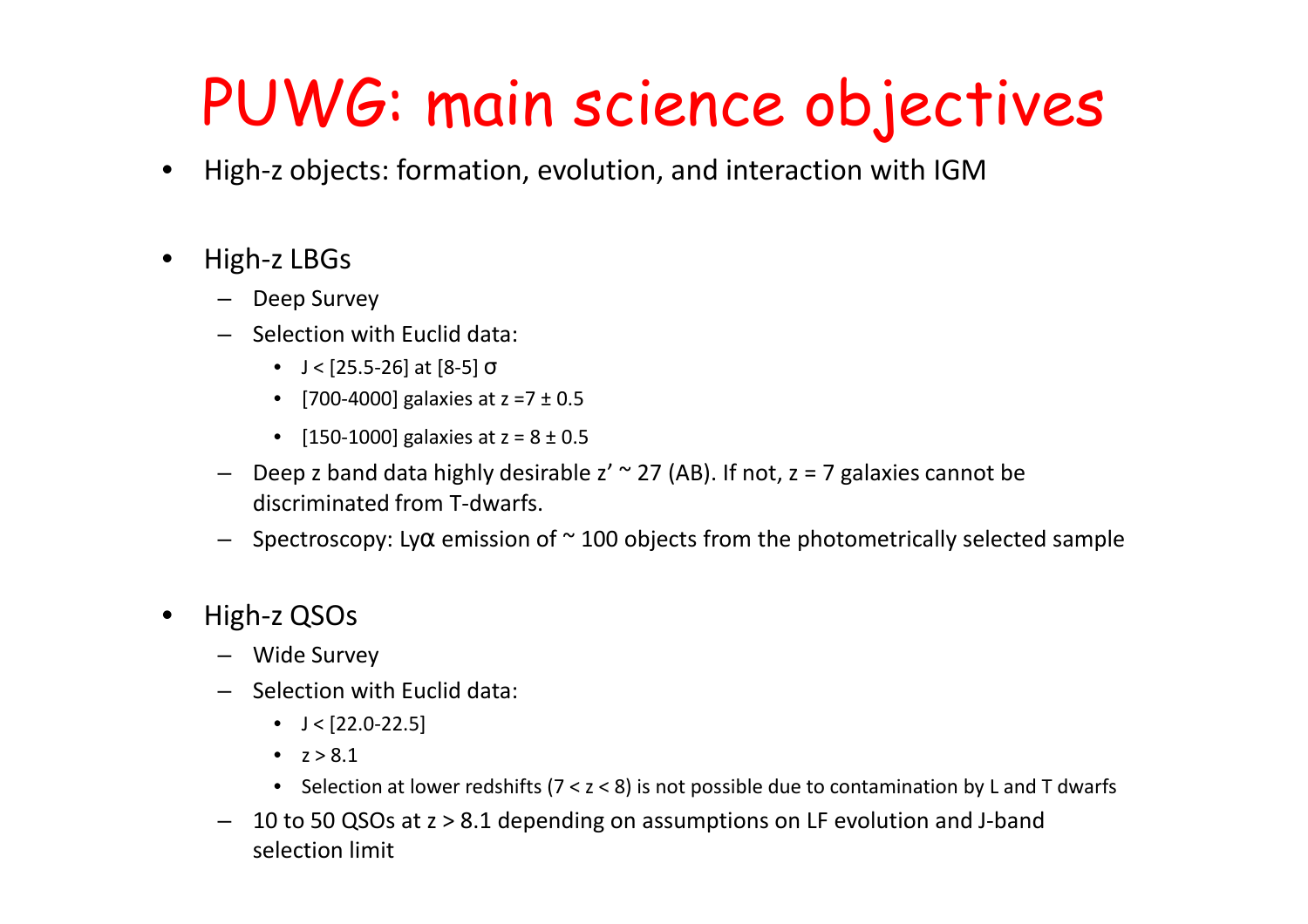# PUWG: main science objectives

- High-z objects: formation, evolution, and interaction with IGM

- High-z LBGs
  - Deep Survey
  - Selection with Euclid data:
    - J < [25.5-26] at [8-5] $\sigma$
    - [700-4000] galaxies at z =7 ± 0.5
    - [150-1000] galaxies at z = 8 ± 0.5
  - Deep z band data highly desirable z' ~ 27 (AB). If not, z = 7 galaxies cannot be discriminated from T-dwarfs.
  - Spectroscopy: Ly$\alpha$ emission of ~ 100 objects from the photometrically selected sample

- High-z QSOs
  - Wide Survey
  - Selection with Euclid data:
    - J < [22.0-22.5]
    - z > 8.1
    - Selection at lower redshifts (7 < z < 8) is not possible due to contamination by L and T dwarfs
  - 10 to 50 QSOs at z > 8.1 depending on assumptions on LF evolution and J-band selection limit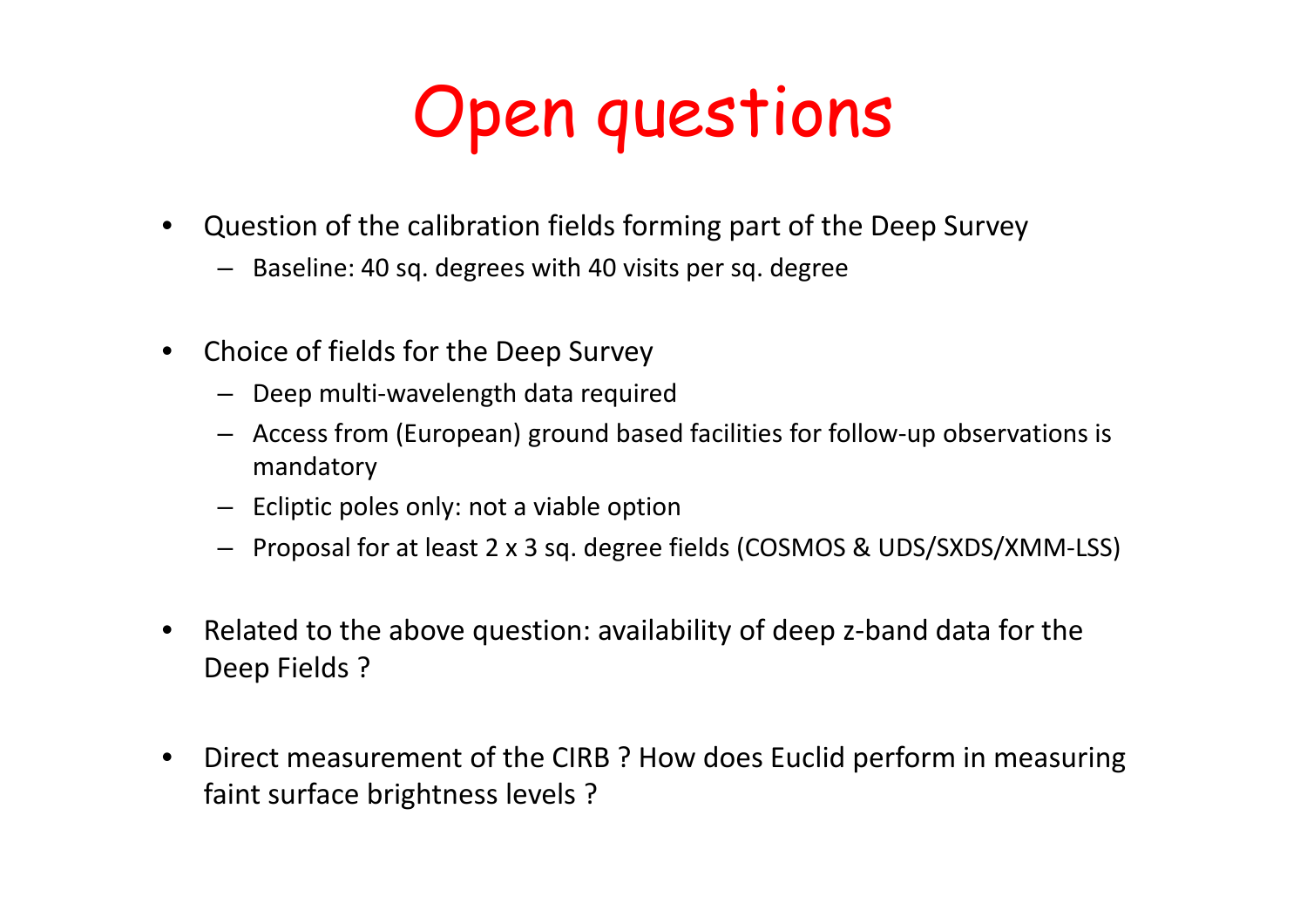# Open questions

- Question of the calibration fields forming part of the Deep Survey
  - Baseline: 40 sq. degrees with 40 visits per sq. degree
- Choice of fields for the Deep Survey
  - Deep multi-wavelength data required
  - Access from (European) ground based facilities for follow-up observations is mandatory
  - Ecliptic poles only: not a viable option
  - Proposal for at least 2 x 3 sq. degree fields (COSMOS & UDS/SXDS/XMM-LSS)
- Related to the above question: availability of deep z-band data for the Deep Fields ?
- Direct measurement of the CIRB ? How does Euclid perform in measuring faint surface brightness levels ?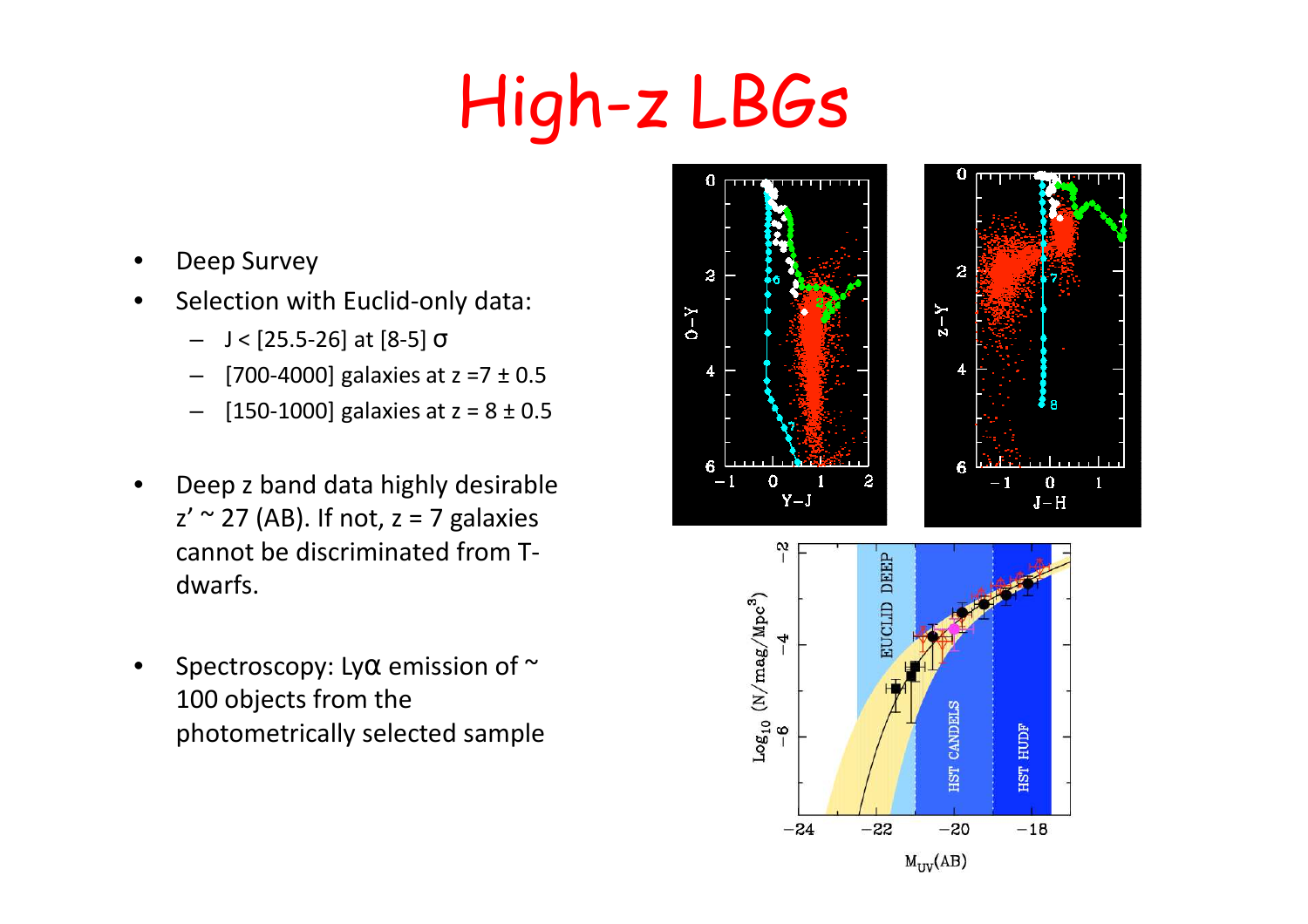# High-z LBGs

- Deep Survey
- Selection with Euclid-only data:
  - J < [25.5-26] at [8-5] σ
  - [700-4000] galaxies at z =7 ± 0.5
  - [150-1000] galaxies at z = 8 ± 0.5
- Deep z band data highly desirable z' ~ 27 (AB). If not, z = 7 galaxies cannot be discriminated from T-dwarfs.
- Spectroscopy: Lyα emission of ~ 100 objects from the photometrically selected sample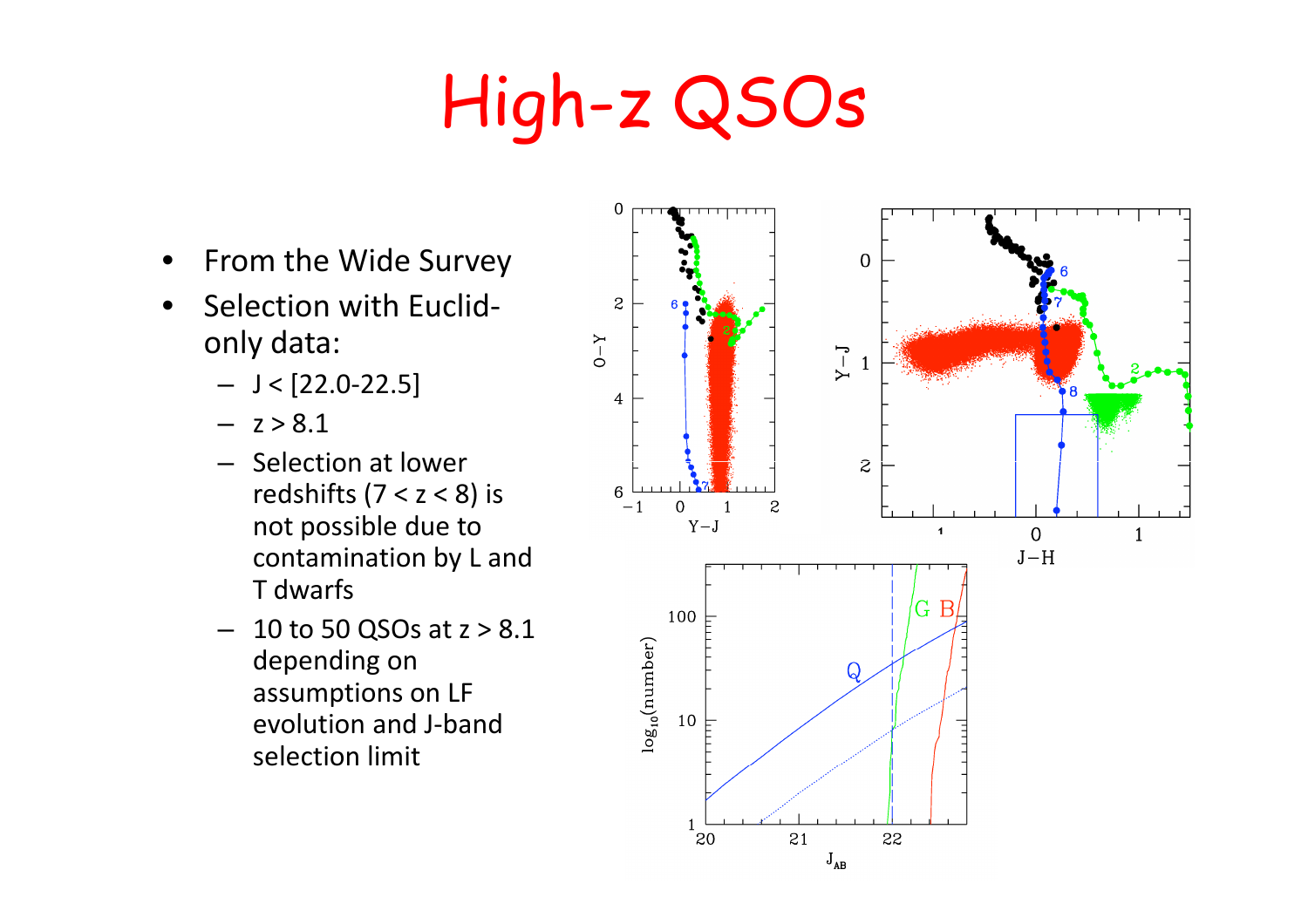# High-z QSOs

- From the Wide Survey
- Selection with Euclid-only data:
  - J < [22.0-22.5]
  - z > 8.1
  - Selection at lower redshifts (7 < z < 8) is not possible due to contamination by L and T dwarfs
  - 10 to 50 QSOs at z > 8.1 depending on assumptions on LF evolution and J-band selection limit

0
2
4
6
O−Y
−1
0
1
2
Y−J
6
7
2

0
1
2
Y−J
1
0
1
J−H
6
7
8
2

100
10
1
$\log_{10}$(number)
20
21
22
$J_{AB}$
Q
G
B